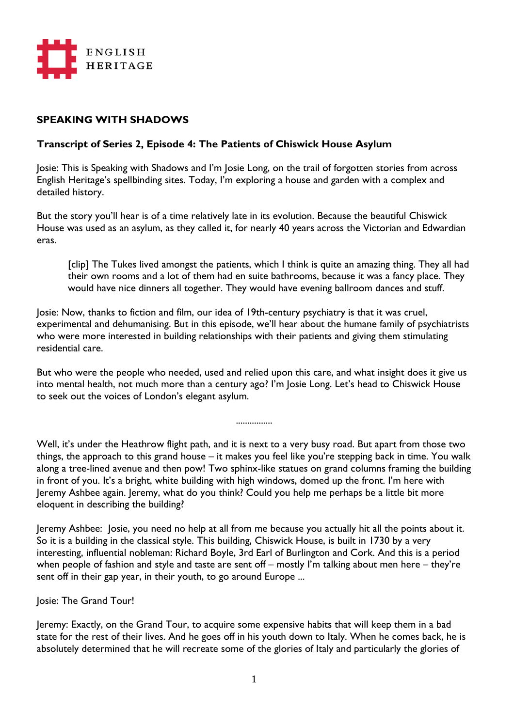ENGLISH HERITAGE

# SPEAKING WITH SHADOWS

## Transcript of Series 2, Episode 4: The Patients of Chiswick House Asylum

Josie: This is Speaking with Shadows and I'm Josie Long, on the trail of forgotten stories from across English Heritage's spellbinding sites. Today, I'm exploring a house and garden with a complex and detailed history.

But the story you'll hear is of a time relatively late in its evolution. Because the beautiful Chiswick House was used as an asylum, as they called it, for nearly 40 years across the Victorian and Edwardian eras.

> [clip] The Tukes lived amongst the patients, which I think is quite an amazing thing. They all had their own rooms and a lot of them had en suite bathrooms, because it was a fancy place. They would have nice dinners all together. They would have evening ballroom dances and stuff.

Josie: Now, thanks to fiction and film, our idea of 19th-century psychiatry is that it was cruel, experimental and dehumanising. But in this episode, we'll hear about the humane family of psychiatrists who were more interested in building relationships with their patients and giving them stimulating residential care.

But who were the people who needed, used and relied upon this care, and what insight does it give us into mental health, not much more than a century ago? I'm Josie Long. Let's head to Chiswick House to seek out the voices of London's elegant asylum.

................

Well, it's under the Heathrow flight path, and it is next to a very busy road. But apart from those two things, the approach to this grand house – it makes you feel like you're stepping back in time. You walk along a tree-lined avenue and then pow! Two sphinx-like statues on grand columns framing the building in front of you. It's a bright, white building with high windows, domed up the front. I'm here with Jeremy Ashbee again. Jeremy, what do you think? Could you help me perhaps be a little bit more eloquent in describing the building?

Jeremy Ashbee: Josie, you need no help at all from me because you actually hit all the points about it. So it is a building in the classical style. This building, Chiswick House, is built in 1730 by a very interesting, influential nobleman: Richard Boyle, 3rd Earl of Burlington and Cork. And this is a period when people of fashion and style and taste are sent off – mostly I'm talking about men here – they're sent off in their gap year, in their youth, to go around Europe ...

Josie: The Grand Tour!

Jeremy: Exactly, on the Grand Tour, to acquire some expensive habits that will keep them in a bad state for the rest of their lives. And he goes off in his youth down to Italy. When he comes back, he is absolutely determined that he will recreate some of the glories of Italy and particularly the glories of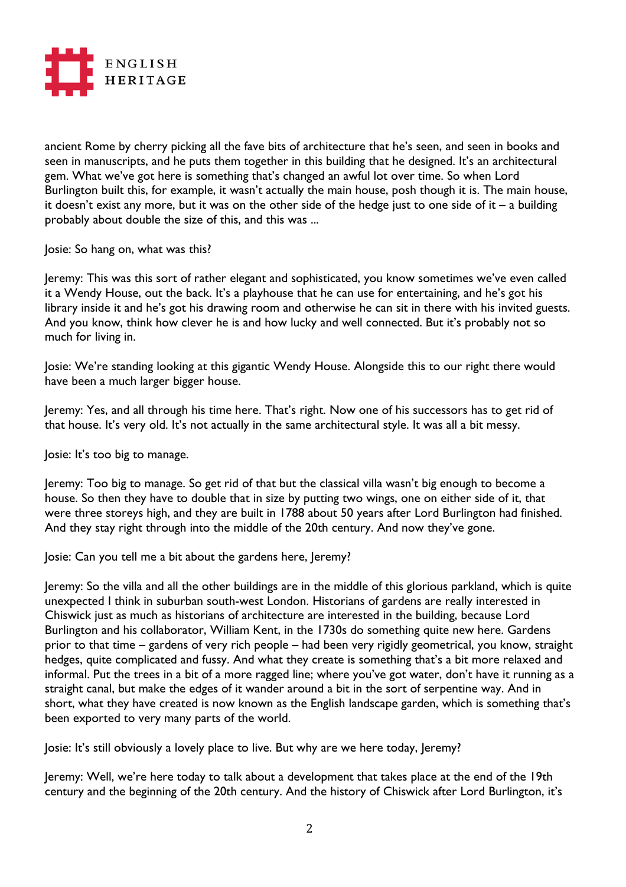ancient Rome by cherry picking all the fave bits of architecture that he's seen, and seen in books and seen in manuscripts, and he puts them together in this building that he designed. It's an architectural gem. What we've got here is something that's changed an awful lot over time. So when Lord Burlington built this, for example, it wasn't actually the main house, posh though it is. The main house, it doesn't exist any more, but it was on the other side of the hedge just to one side of it – a building probably about double the size of this, and this was ...

Josie: So hang on, what was this?

Jeremy: This was this sort of rather elegant and sophisticated, you know sometimes we've even called it a Wendy House, out the back. It's a playhouse that he can use for entertaining, and he's got his library inside it and he's got his drawing room and otherwise he can sit in there with his invited guests. And you know, think how clever he is and how lucky and well connected. But it's probably not so much for living in.

Josie: We're standing looking at this gigantic Wendy House. Alongside this to our right there would have been a much larger bigger house.

Jeremy: Yes, and all through his time here. That's right. Now one of his successors has to get rid of that house. It's very old. It's not actually in the same architectural style. It was all a bit messy.

Josie: It's too big to manage.

Jeremy: Too big to manage. So get rid of that but the classical villa wasn't big enough to become a house. So then they have to double that in size by putting two wings, one on either side of it, that were three storeys high, and they are built in 1788 about 50 years after Lord Burlington had finished. And they stay right through into the middle of the 20th century. And now they've gone.

Josie: Can you tell me a bit about the gardens here, Jeremy?

Jeremy: So the villa and all the other buildings are in the middle of this glorious parkland, which is quite unexpected I think in suburban south-west London. Historians of gardens are really interested in Chiswick just as much as historians of architecture are interested in the building, because Lord Burlington and his collaborator, William Kent, in the 1730s do something quite new here. Gardens prior to that time – gardens of very rich people – had been very rigidly geometrical, you know, straight hedges, quite complicated and fussy. And what they create is something that's a bit more relaxed and informal. Put the trees in a bit of a more ragged line; where you've got water, don't have it running as a straight canal, but make the edges of it wander around a bit in the sort of serpentine way. And in short, what they have created is now known as the English landscape garden, which is something that's been exported to very many parts of the world.

Josie: It's still obviously a lovely place to live. But why are we here today, Jeremy?

Jeremy: Well, we're here today to talk about a development that takes place at the end of the 19th century and the beginning of the 20th century. And the history of Chiswick after Lord Burlington, it's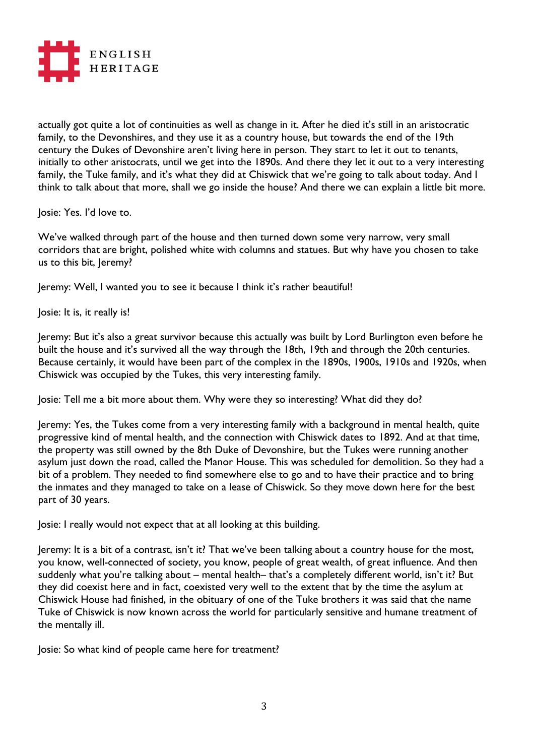actually got quite a lot of continuities as well as change in it. After he died it's still in an aristocratic family, to the Devonshires, and they use it as a country house, but towards the end of the 19th century the Dukes of Devonshire aren't living here in person. They start to let it out to tenants, initially to other aristocrats, until we get into the 1890s. And there they let it out to a very interesting family, the Tuke family, and it's what they did at Chiswick that we're going to talk about today. And I think to talk about that more, shall we go inside the house? And there we can explain a little bit more.

Josie: Yes. I'd love to.

We've walked through part of the house and then turned down some very narrow, very small corridors that are bright, polished white with columns and statues. But why have you chosen to take us to this bit, Jeremy?

Jeremy: Well, I wanted you to see it because I think it's rather beautiful!

Josie: It is, it really is!

Jeremy: But it's also a great survivor because this actually was built by Lord Burlington even before he built the house and it's survived all the way through the 18th, 19th and through the 20th centuries. Because certainly, it would have been part of the complex in the 1890s, 1900s, 1910s and 1920s, when Chiswick was occupied by the Tukes, this very interesting family.

Josie: Tell me a bit more about them. Why were they so interesting? What did they do?

Jeremy: Yes, the Tukes come from a very interesting family with a background in mental health, quite progressive kind of mental health, and the connection with Chiswick dates to 1892. And at that time, the property was still owned by the 8th Duke of Devonshire, but the Tukes were running another asylum just down the road, called the Manor House. This was scheduled for demolition. So they had a bit of a problem. They needed to find somewhere else to go and to have their practice and to bring the inmates and they managed to take on a lease of Chiswick. So they move down here for the best part of 30 years.

Josie: I really would not expect that at all looking at this building.

Jeremy: It is a bit of a contrast, isn't it? That we've been talking about a country house for the most, you know, well-connected of society, you know, people of great wealth, of great influence. And then suddenly what you're talking about – mental health– that's a completely different world, isn't it? But they did coexist here and in fact, coexisted very well to the extent that by the time the asylum at Chiswick House had finished, in the obituary of one of the Tuke brothers it was said that the name Tuke of Chiswick is now known across the world for particularly sensitive and humane treatment of the mentally ill.

Josie: So what kind of people came here for treatment?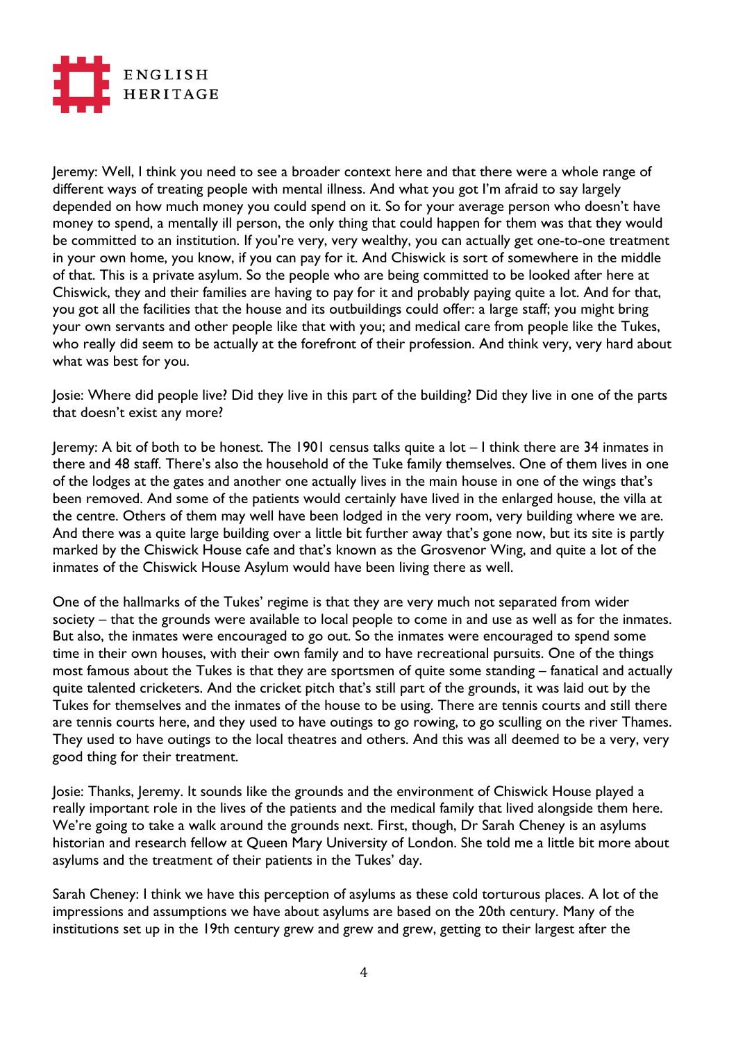Jeremy: Well, I think you need to see a broader context here and that there were a whole range of different ways of treating people with mental illness. And what you got I'm afraid to say largely depended on how much money you could spend on it. So for your average person who doesn't have money to spend, a mentally ill person, the only thing that could happen for them was that they would be committed to an institution. If you're very, very wealthy, you can actually get one-to-one treatment in your own home, you know, if you can pay for it. And Chiswick is sort of somewhere in the middle of that. This is a private asylum. So the people who are being committed to be looked after here at Chiswick, they and their families are having to pay for it and probably paying quite a lot. And for that, you got all the facilities that the house and its outbuildings could offer: a large staff; you might bring your own servants and other people like that with you; and medical care from people like the Tukes, who really did seem to be actually at the forefront of their profession. And think very, very hard about what was best for you.

Josie: Where did people live? Did they live in this part of the building? Did they live in one of the parts that doesn't exist any more?

Jeremy: A bit of both to be honest. The 1901 census talks quite a lot – I think there are 34 inmates in there and 48 staff. There's also the household of the Tuke family themselves. One of them lives in one of the lodges at the gates and another one actually lives in the main house in one of the wings that's been removed. And some of the patients would certainly have lived in the enlarged house, the villa at the centre. Others of them may well have been lodged in the very room, very building where we are. And there was a quite large building over a little bit further away that's gone now, but its site is partly marked by the Chiswick House cafe and that's known as the Grosvenor Wing, and quite a lot of the inmates of the Chiswick House Asylum would have been living there as well.

One of the hallmarks of the Tukes' regime is that they are very much not separated from wider society – that the grounds were available to local people to come in and use as well as for the inmates. But also, the inmates were encouraged to go out. So the inmates were encouraged to spend some time in their own houses, with their own family and to have recreational pursuits. One of the things most famous about the Tukes is that they are sportsmen of quite some standing – fanatical and actually quite talented cricketers. And the cricket pitch that's still part of the grounds, it was laid out by the Tukes for themselves and the inmates of the house to be using. There are tennis courts and still there are tennis courts here, and they used to have outings to go rowing, to go sculling on the river Thames. They used to have outings to the local theatres and others. And this was all deemed to be a very, very good thing for their treatment.

Josie: Thanks, Jeremy. It sounds like the grounds and the environment of Chiswick House played a really important role in the lives of the patients and the medical family that lived alongside them here. We're going to take a walk around the grounds next. First, though, Dr Sarah Cheney is an asylums historian and research fellow at Queen Mary University of London. She told me a little bit more about asylums and the treatment of their patients in the Tukes' day.

Sarah Cheney: I think we have this perception of asylums as these cold torturous places. A lot of the impressions and assumptions we have about asylums are based on the 20th century. Many of the institutions set up in the 19th century grew and grew and grew, getting to their largest after the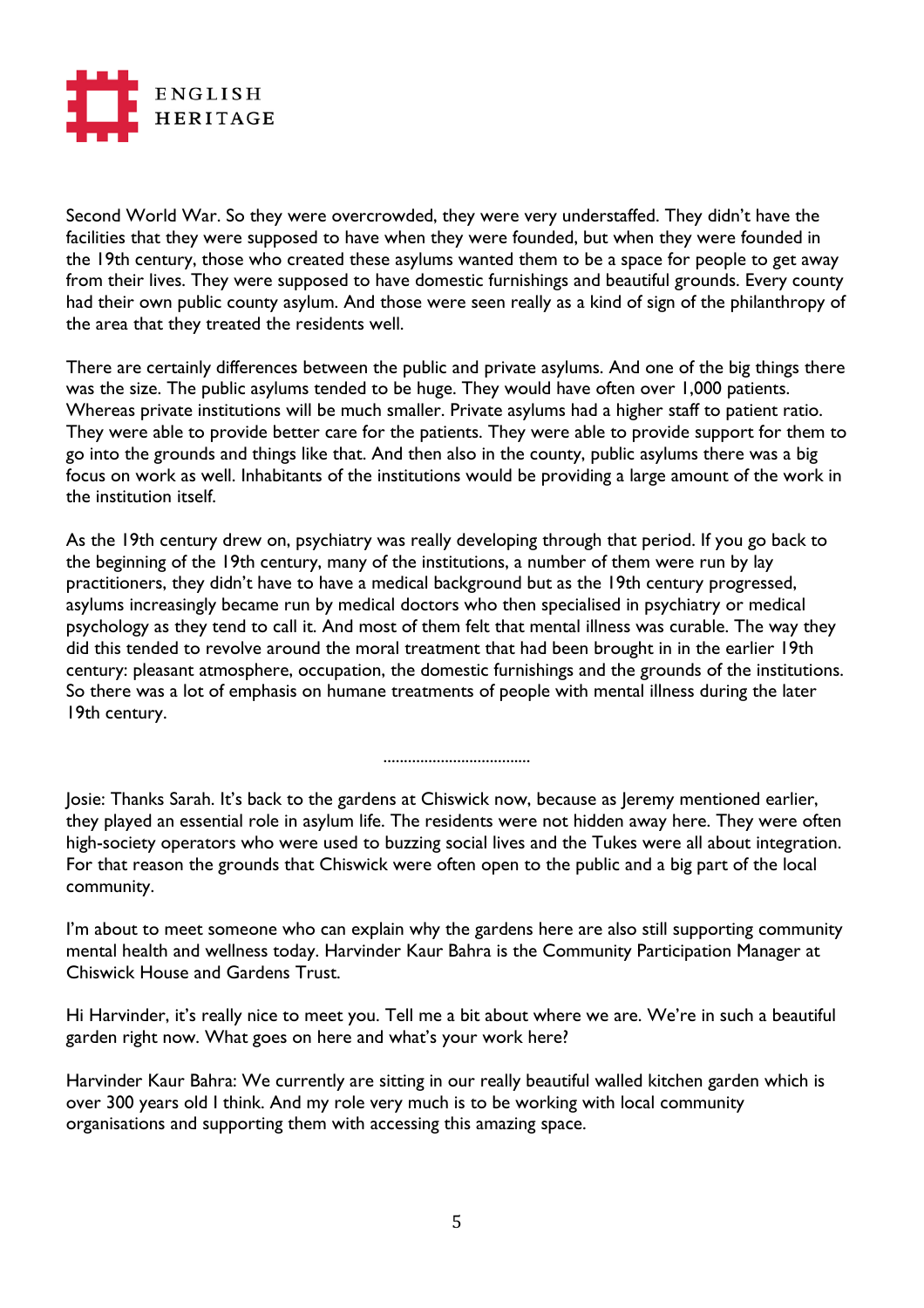Second World War. So they were overcrowded, they were very understaffed. They didn't have the facilities that they were supposed to have when they were founded, but when they were founded in the 19th century, those who created these asylums wanted them to be a space for people to get away from their lives. They were supposed to have domestic furnishings and beautiful grounds. Every county had their own public county asylum. And those were seen really as a kind of sign of the philanthropy of the area that they treated the residents well.

There are certainly differences between the public and private asylums. And one of the big things there was the size. The public asylums tended to be huge. They would have often over 1,000 patients. Whereas private institutions will be much smaller. Private asylums had a higher staff to patient ratio. They were able to provide better care for the patients. They were able to provide support for them to go into the grounds and things like that. And then also in the county, public asylums there was a big focus on work as well. Inhabitants of the institutions would be providing a large amount of the work in the institution itself.

As the 19th century drew on, psychiatry was really developing through that period. If you go back to the beginning of the 19th century, many of the institutions, a number of them were run by lay practitioners, they didn't have to have a medical background but as the 19th century progressed, asylums increasingly became run by medical doctors who then specialised in psychiatry or medical psychology as they tend to call it. And most of them felt that mental illness was curable. The way they did this tended to revolve around the moral treatment that had been brought in in the earlier 19th century: pleasant atmosphere, occupation, the domestic furnishings and the grounds of the institutions. So there was a lot of emphasis on humane treatments of people with mental illness during the later 19th century.

..................................

Josie: Thanks Sarah. It's back to the gardens at Chiswick now, because as Jeremy mentioned earlier, they played an essential role in asylum life. The residents were not hidden away here. They were often high-society operators who were used to buzzing social lives and the Tukes were all about integration. For that reason the grounds that Chiswick were often open to the public and a big part of the local community.

I'm about to meet someone who can explain why the gardens here are also still supporting community mental health and wellness today. Harvinder Kaur Bahra is the Community Participation Manager at Chiswick House and Gardens Trust.

Hi Harvinder, it's really nice to meet you. Tell me a bit about where we are. We're in such a beautiful garden right now. What goes on here and what's your work here?

Harvinder Kaur Bahra: We currently are sitting in our really beautiful walled kitchen garden which is over 300 years old I think. And my role very much is to be working with local community organisations and supporting them with accessing this amazing space.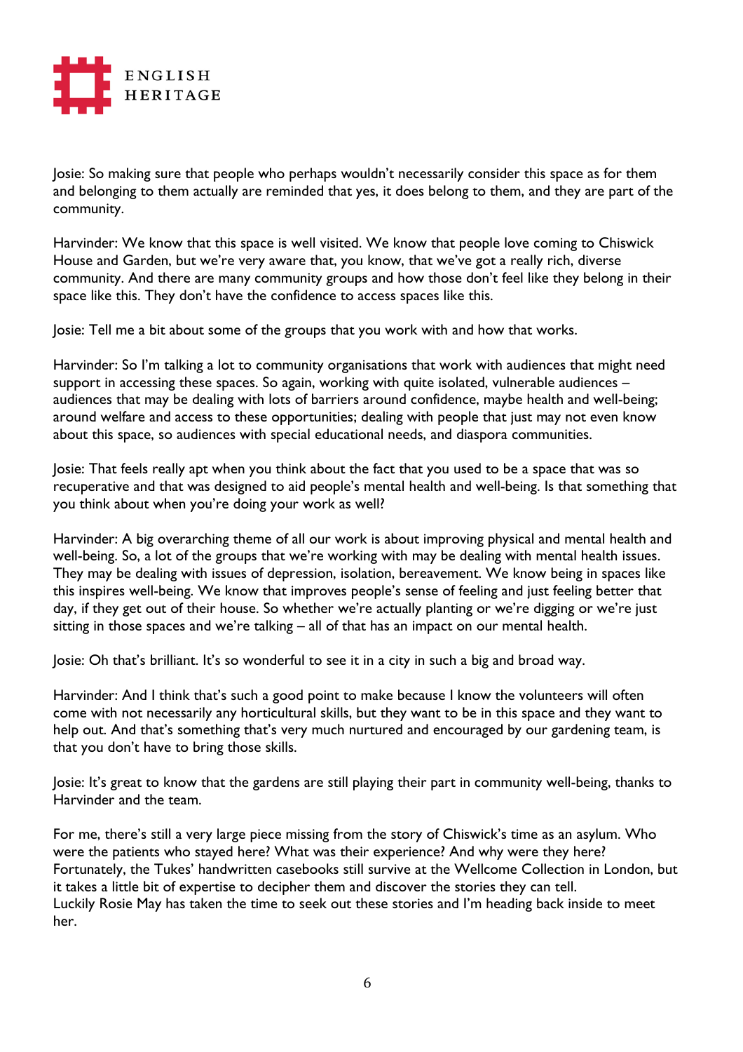Josie: So making sure that people who perhaps wouldn't necessarily consider this space as for them and belonging to them actually are reminded that yes, it does belong to them, and they are part of the community.

Harvinder: We know that this space is well visited. We know that people love coming to Chiswick House and Garden, but we're very aware that, you know, that we've got a really rich, diverse community. And there are many community groups and how those don't feel like they belong in their space like this. They don't have the confidence to access spaces like this.

Josie: Tell me a bit about some of the groups that you work with and how that works.

Harvinder: So I'm talking a lot to community organisations that work with audiences that might need support in accessing these spaces. So again, working with quite isolated, vulnerable audiences – audiences that may be dealing with lots of barriers around confidence, maybe health and well-being; around welfare and access to these opportunities; dealing with people that just may not even know about this space, so audiences with special educational needs, and diaspora communities.

Josie: That feels really apt when you think about the fact that you used to be a space that was so recuperative and that was designed to aid people's mental health and well-being. Is that something that you think about when you're doing your work as well?

Harvinder: A big overarching theme of all our work is about improving physical and mental health and well-being. So, a lot of the groups that we're working with may be dealing with mental health issues. They may be dealing with issues of depression, isolation, bereavement. We know being in spaces like this inspires well-being. We know that improves people's sense of feeling and just feeling better that day, if they get out of their house. So whether we're actually planting or we're digging or we're just sitting in those spaces and we're talking – all of that has an impact on our mental health.

Josie: Oh that's brilliant. It's so wonderful to see it in a city in such a big and broad way.

Harvinder: And I think that's such a good point to make because I know the volunteers will often come with not necessarily any horticultural skills, but they want to be in this space and they want to help out. And that's something that's very much nurtured and encouraged by our gardening team, is that you don't have to bring those skills.

Josie: It's great to know that the gardens are still playing their part in community well-being, thanks to Harvinder and the team.

For me, there's still a very large piece missing from the story of Chiswick's time as an asylum. Who were the patients who stayed here? What was their experience? And why were they here? Fortunately, the Tukes' handwritten casebooks still survive at the Wellcome Collection in London, but it takes a little bit of expertise to decipher them and discover the stories they can tell.
Luckily Rosie May has taken the time to seek out these stories and I'm heading back inside to meet her.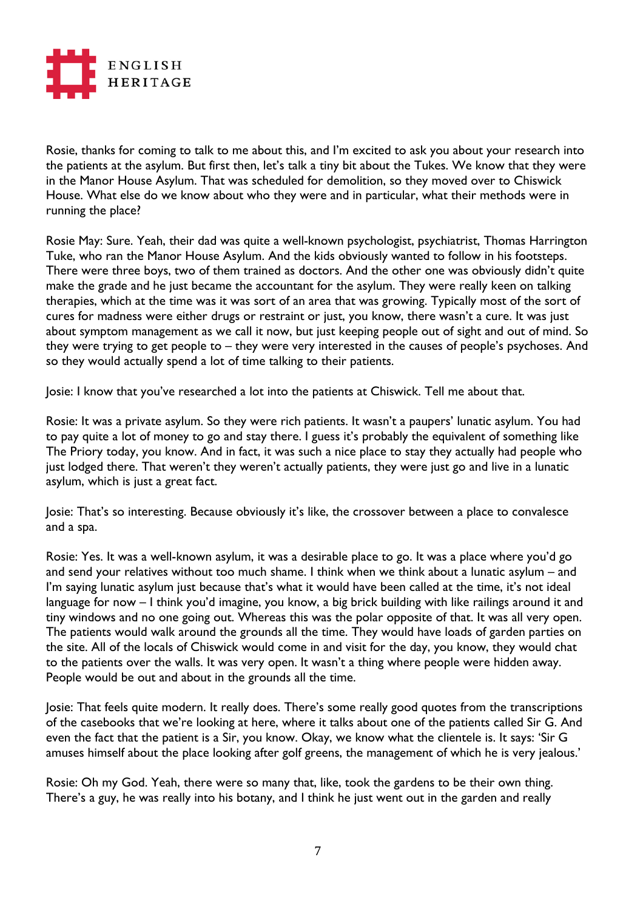Rosie, thanks for coming to talk to me about this, and I'm excited to ask you about your research into the patients at the asylum. But first then, let's talk a tiny bit about the Tukes. We know that they were in the Manor House Asylum. That was scheduled for demolition, so they moved over to Chiswick House. What else do we know about who they were and in particular, what their methods were in running the place?

Rosie May: Sure. Yeah, their dad was quite a well-known psychologist, psychiatrist, Thomas Harrington Tuke, who ran the Manor House Asylum. And the kids obviously wanted to follow in his footsteps. There were three boys, two of them trained as doctors. And the other one was obviously didn't quite make the grade and he just became the accountant for the asylum. They were really keen on talking therapies, which at the time was it was sort of an area that was growing. Typically most of the sort of cures for madness were either drugs or restraint or just, you know, there wasn't a cure. It was just about symptom management as we call it now, but just keeping people out of sight and out of mind. So they were trying to get people to – they were very interested in the causes of people's psychoses. And so they would actually spend a lot of time talking to their patients.

Josie: I know that you've researched a lot into the patients at Chiswick. Tell me about that.

Rosie: It was a private asylum. So they were rich patients. It wasn't a paupers' lunatic asylum. You had to pay quite a lot of money to go and stay there. I guess it's probably the equivalent of something like The Priory today, you know. And in fact, it was such a nice place to stay they actually had people who just lodged there. That weren't they weren't actually patients, they were just go and live in a lunatic asylum, which is just a great fact.

Josie: That's so interesting. Because obviously it's like, the crossover between a place to convalesce and a spa.

Rosie: Yes. It was a well-known asylum, it was a desirable place to go. It was a place where you'd go and send your relatives without too much shame. I think when we think about a lunatic asylum – and I'm saying lunatic asylum just because that's what it would have been called at the time, it's not ideal language for now – I think you'd imagine, you know, a big brick building with like railings around it and tiny windows and no one going out. Whereas this was the polar opposite of that. It was all very open. The patients would walk around the grounds all the time. They would have loads of garden parties on the site. All of the locals of Chiswick would come in and visit for the day, you know, they would chat to the patients over the walls. It was very open. It wasn't a thing where people were hidden away. People would be out and about in the grounds all the time.

Josie: That feels quite modern. It really does. There's some really good quotes from the transcriptions of the casebooks that we're looking at here, where it talks about one of the patients called Sir G. And even the fact that the patient is a Sir, you know. Okay, we know what the clientele is. It says: 'Sir G amuses himself about the place looking after golf greens, the management of which he is very jealous.'

Rosie: Oh my God. Yeah, there were so many that, like, took the gardens to be their own thing. There's a guy, he was really into his botany, and I think he just went out in the garden and really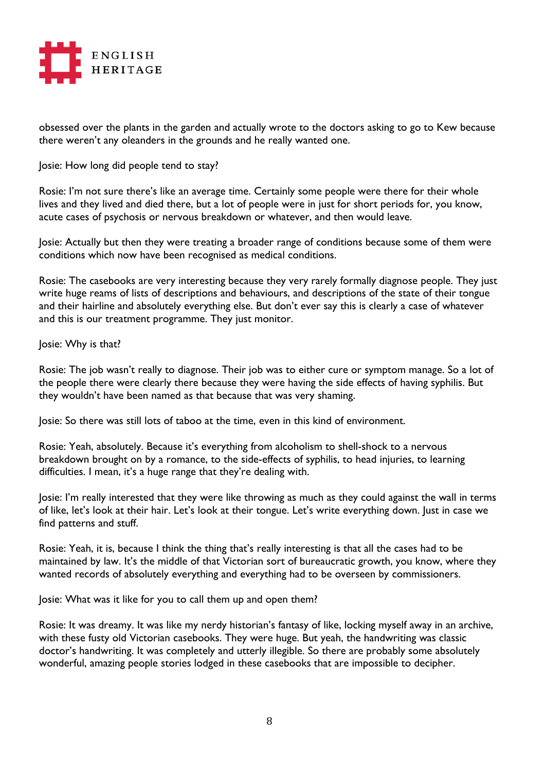obsessed over the plants in the garden and actually wrote to the doctors asking to go to Kew because there weren't any oleanders in the grounds and he really wanted one.

Josie: How long did people tend to stay?

Rosie: I'm not sure there's like an average time. Certainly some people were there for their whole lives and they lived and died there, but a lot of people were in just for short periods for, you know, acute cases of psychosis or nervous breakdown or whatever, and then would leave.

Josie: Actually but then they were treating a broader range of conditions because some of them were conditions which now have been recognised as medical conditions.

Rosie: The casebooks are very interesting because they very rarely formally diagnose people. They just write huge reams of lists of descriptions and behaviours, and descriptions of the state of their tongue and their hairline and absolutely everything else. But don't ever say this is clearly a case of whatever and this is our treatment programme. They just monitor.

Josie: Why is that?

Rosie: The job wasn't really to diagnose. Their job was to either cure or symptom manage. So a lot of the people there were clearly there because they were having the side effects of having syphilis. But they wouldn't have been named as that because that was very shaming.

Josie: So there was still lots of taboo at the time, even in this kind of environment.

Rosie: Yeah, absolutely. Because it's everything from alcoholism to shell-shock to a nervous breakdown brought on by a romance, to the side-effects of syphilis, to head injuries, to learning difficulties. I mean, it's a huge range that they're dealing with.

Josie: I'm really interested that they were like throwing as much as they could against the wall in terms of like, let's look at their hair. Let's look at their tongue. Let's write everything down. Just in case we find patterns and stuff.

Rosie: Yeah, it is, because I think the thing that's really interesting is that all the cases had to be maintained by law. It's the middle of that Victorian sort of bureaucratic growth, you know, where they wanted records of absolutely everything and everything had to be overseen by commissioners.

Josie: What was it like for you to call them up and open them?

Rosie: It was dreamy. It was like my nerdy historian's fantasy of like, locking myself away in an archive, with these fusty old Victorian casebooks. They were huge. But yeah, the handwriting was classic doctor's handwriting. It was completely and utterly illegible. So there are probably some absolutely wonderful, amazing people stories lodged in these casebooks that are impossible to decipher.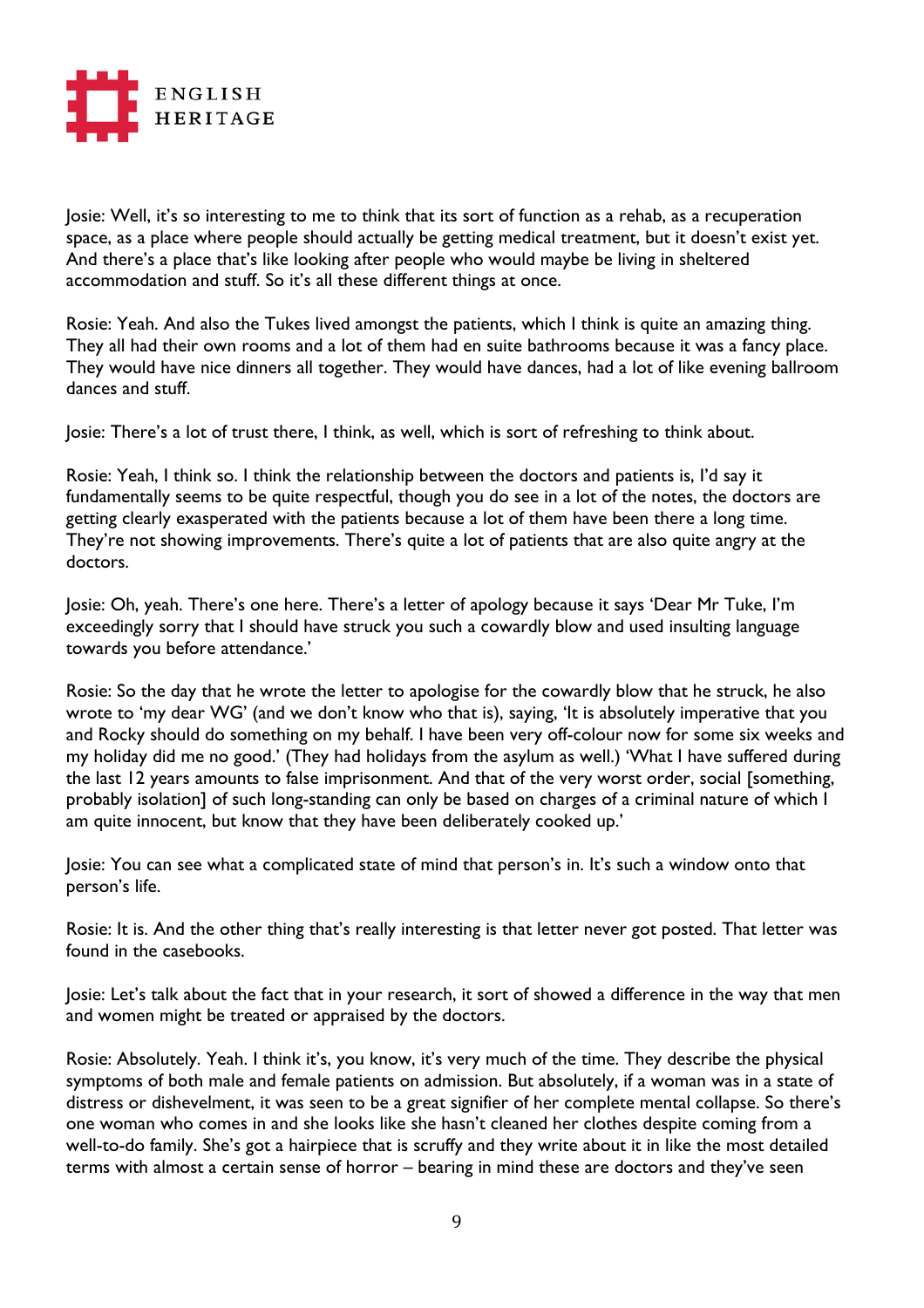Josie: Well, it's so interesting to me to think that its sort of function as a rehab, as a recuperation space, as a place where people should actually be getting medical treatment, but it doesn't exist yet. And there's a place that's like looking after people who would maybe be living in sheltered accommodation and stuff. So it's all these different things at once.

Rosie: Yeah. And also the Tukes lived amongst the patients, which I think is quite an amazing thing. They all had their own rooms and a lot of them had en suite bathrooms because it was a fancy place. They would have nice dinners all together. They would have dances, had a lot of like evening ballroom dances and stuff.

Josie: There's a lot of trust there, I think, as well, which is sort of refreshing to think about.

Rosie: Yeah, I think so. I think the relationship between the doctors and patients is, I'd say it fundamentally seems to be quite respectful, though you do see in a lot of the notes, the doctors are getting clearly exasperated with the patients because a lot of them have been there a long time. They're not showing improvements. There's quite a lot of patients that are also quite angry at the doctors.

Josie: Oh, yeah. There's one here. There's a letter of apology because it says 'Dear Mr Tuke, I'm exceedingly sorry that I should have struck you such a cowardly blow and used insulting language towards you before attendance.'

Rosie: So the day that he wrote the letter to apologise for the cowardly blow that he struck, he also wrote to 'my dear WG' (and we don't know who that is), saying, 'It is absolutely imperative that you and Rocky should do something on my behalf. I have been very off-colour now for some six weeks and my holiday did me no good.' (They had holidays from the asylum as well.) 'What I have suffered during the last 12 years amounts to false imprisonment. And that of the very worst order, social [something, probably isolation] of such long-standing can only be based on charges of a criminal nature of which I am quite innocent, but know that they have been deliberately cooked up.'

Josie: You can see what a complicated state of mind that person's in. It's such a window onto that person's life.

Rosie: It is. And the other thing that's really interesting is that letter never got posted. That letter was found in the casebooks.

Josie: Let's talk about the fact that in your research, it sort of showed a difference in the way that men and women might be treated or appraised by the doctors.

Rosie: Absolutely. Yeah. I think it's, you know, it's very much of the time. They describe the physical symptoms of both male and female patients on admission. But absolutely, if a woman was in a state of distress or dishevelment, it was seen to be a great signifier of her complete mental collapse. So there's one woman who comes in and she looks like she hasn't cleaned her clothes despite coming from a well-to-do family. She's got a hairpiece that is scruffy and they write about it in like the most detailed terms with almost a certain sense of horror – bearing in mind these are doctors and they've seen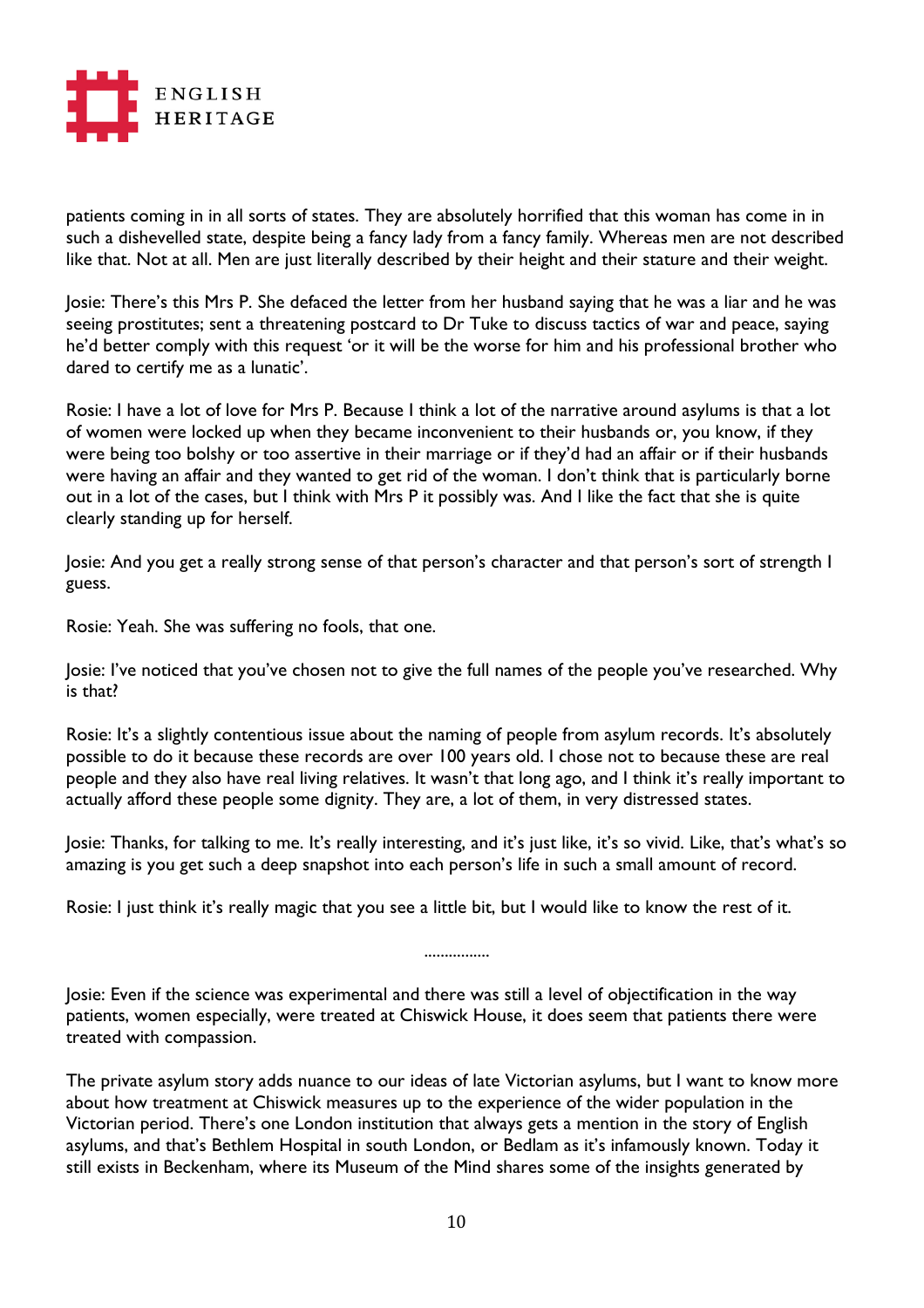patients coming in in all sorts of states. They are absolutely horrified that this woman has come in in such a dishevelled state, despite being a fancy lady from a fancy family. Whereas men are not described like that. Not at all. Men are just literally described by their height and their stature and their weight.

Josie: There's this Mrs P. She defaced the letter from her husband saying that he was a liar and he was seeing prostitutes; sent a threatening postcard to Dr Tuke to discuss tactics of war and peace, saying he'd better comply with this request 'or it will be the worse for him and his professional brother who dared to certify me as a lunatic'.

Rosie: I have a lot of love for Mrs P. Because I think a lot of the narrative around asylums is that a lot of women were locked up when they became inconvenient to their husbands or, you know, if they were being too bolshy or too assertive in their marriage or if they'd had an affair or if their husbands were having an affair and they wanted to get rid of the woman. I don't think that is particularly borne out in a lot of the cases, but I think with Mrs P it possibly was. And I like the fact that she is quite clearly standing up for herself.

Josie: And you get a really strong sense of that person's character and that person's sort of strength I guess.

Rosie: Yeah. She was suffering no fools, that one.

Josie: I've noticed that you've chosen not to give the full names of the people you've researched. Why is that?

Rosie: It's a slightly contentious issue about the naming of people from asylum records. It's absolutely possible to do it because these records are over 100 years old. I chose not to because these are real people and they also have real living relatives. It wasn't that long ago, and I think it's really important to actually afford these people some dignity. They are, a lot of them, in very distressed states.

Josie: Thanks, for talking to me. It's really interesting, and it's just like, it's so vivid. Like, that's what's so amazing is you get such a deep snapshot into each person's life in such a small amount of record.

Rosie: I just think it's really magic that you see a little bit, but I would like to know the rest of it.

................

Josie: Even if the science was experimental and there was still a level of objectification in the way patients, women especially, were treated at Chiswick House, it does seem that patients there were treated with compassion.

The private asylum story adds nuance to our ideas of late Victorian asylums, but I want to know more about how treatment at Chiswick measures up to the experience of the wider population in the Victorian period. There's one London institution that always gets a mention in the story of English asylums, and that's Bethlem Hospital in south London, or Bedlam as it's infamously known. Today it still exists in Beckenham, where its Museum of the Mind shares some of the insights generated by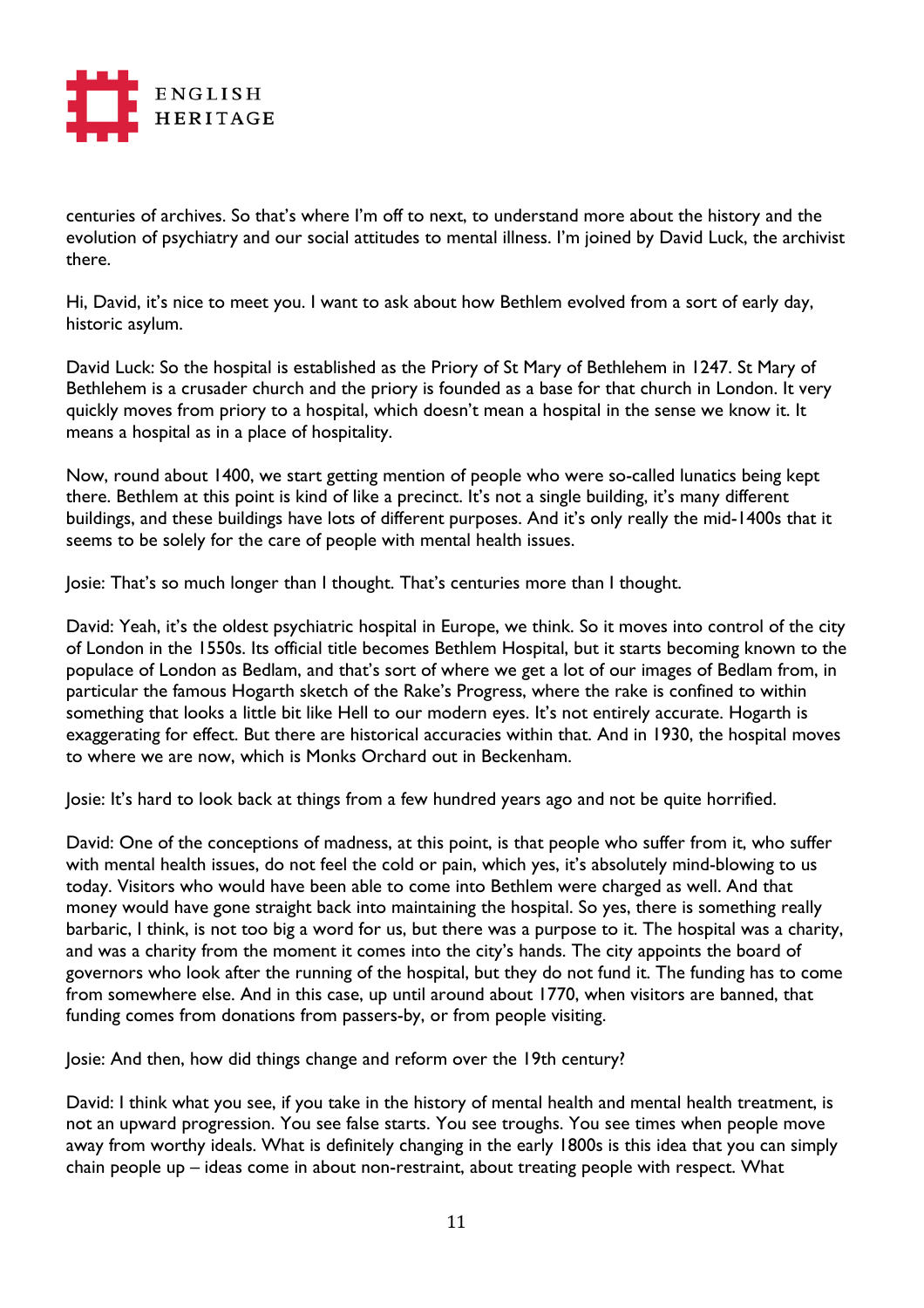centuries of archives. So that's where I'm off to next, to understand more about the history and the evolution of psychiatry and our social attitudes to mental illness. I'm joined by David Luck, the archivist there.

Hi, David, it's nice to meet you. I want to ask about how Bethlem evolved from a sort of early day, historic asylum.

David Luck: So the hospital is established as the Priory of St Mary of Bethlehem in 1247. St Mary of Bethlehem is a crusader church and the priory is founded as a base for that church in London. It very quickly moves from priory to a hospital, which doesn't mean a hospital in the sense we know it. It means a hospital as in a place of hospitality.

Now, round about 1400, we start getting mention of people who were so-called lunatics being kept there. Bethlem at this point is kind of like a precinct. It's not a single building, it's many different buildings, and these buildings have lots of different purposes. And it's only really the mid-1400s that it seems to be solely for the care of people with mental health issues.

Josie: That's so much longer than I thought. That's centuries more than I thought.

David: Yeah, it's the oldest psychiatric hospital in Europe, we think. So it moves into control of the city of London in the 1550s. Its official title becomes Bethlem Hospital, but it starts becoming known to the populace of London as Bedlam, and that's sort of where we get a lot of our images of Bedlam from, in particular the famous Hogarth sketch of the Rake's Progress, where the rake is confined to within something that looks a little bit like Hell to our modern eyes. It's not entirely accurate. Hogarth is exaggerating for effect. But there are historical accuracies within that. And in 1930, the hospital moves to where we are now, which is Monks Orchard out in Beckenham.

Josie: It's hard to look back at things from a few hundred years ago and not be quite horrified.

David: One of the conceptions of madness, at this point, is that people who suffer from it, who suffer with mental health issues, do not feel the cold or pain, which yes, it's absolutely mind-blowing to us today. Visitors who would have been able to come into Bethlem were charged as well. And that money would have gone straight back into maintaining the hospital. So yes, there is something really barbaric, I think, is not too big a word for us, but there was a purpose to it. The hospital was a charity, and was a charity from the moment it comes into the city's hands. The city appoints the board of governors who look after the running of the hospital, but they do not fund it. The funding has to come from somewhere else. And in this case, up until around about 1770, when visitors are banned, that funding comes from donations from passers-by, or from people visiting.

Josie: And then, how did things change and reform over the 19th century?

David: I think what you see, if you take in the history of mental health and mental health treatment, is not an upward progression. You see false starts. You see troughs. You see times when people move away from worthy ideals. What is definitely changing in the early 1800s is this idea that you can simply chain people up – ideas come in about non-restraint, about treating people with respect. What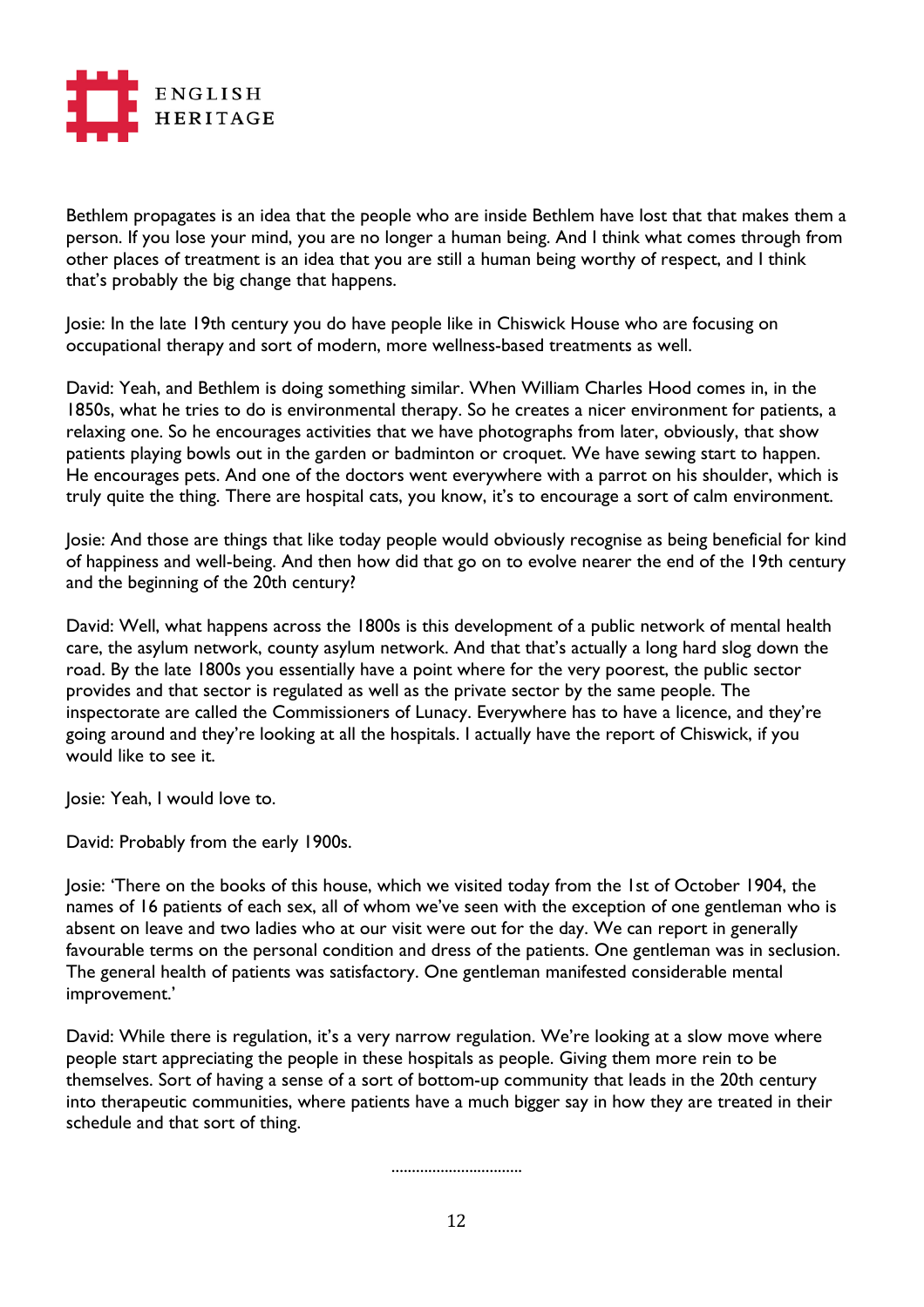Bethlem propagates is an idea that the people who are inside Bethlem have lost that that makes them a person. If you lose your mind, you are no longer a human being. And I think what comes through from other places of treatment is an idea that you are still a human being worthy of respect, and I think that's probably the big change that happens.

Josie: In the late 19th century you do have people like in Chiswick House who are focusing on occupational therapy and sort of modern, more wellness-based treatments as well.

David: Yeah, and Bethlem is doing something similar. When William Charles Hood comes in, in the 1850s, what he tries to do is environmental therapy. So he creates a nicer environment for patients, a relaxing one. So he encourages activities that we have photographs from later, obviously, that show patients playing bowls out in the garden or badminton or croquet. We have sewing start to happen. He encourages pets. And one of the doctors went everywhere with a parrot on his shoulder, which is truly quite the thing. There are hospital cats, you know, it's to encourage a sort of calm environment.

Josie: And those are things that like today people would obviously recognise as being beneficial for kind of happiness and well-being. And then how did that go on to evolve nearer the end of the 19th century and the beginning of the 20th century?

David: Well, what happens across the 1800s is this development of a public network of mental health care, the asylum network, county asylum network. And that that's actually a long hard slog down the road. By the late 1800s you essentially have a point where for the very poorest, the public sector provides and that sector is regulated as well as the private sector by the same people. The inspectorate are called the Commissioners of Lunacy. Everywhere has to have a licence, and they're going around and they're looking at all the hospitals. I actually have the report of Chiswick, if you would like to see it.

Josie: Yeah, I would love to.

David: Probably from the early 1900s.

Josie: 'There on the books of this house, which we visited today from the 1st of October 1904, the names of 16 patients of each sex, all of whom we've seen with the exception of one gentleman who is absent on leave and two ladies who at our visit were out for the day. We can report in generally favourable terms on the personal condition and dress of the patients. One gentleman was in seclusion. The general health of patients was satisfactory. One gentleman manifested considerable mental improvement.'

David: While there is regulation, it's a very narrow regulation. We're looking at a slow move where people start appreciating the people in these hospitals as people. Giving them more rein to be themselves. Sort of having a sense of a sort of bottom-up community that leads in the 20th century into therapeutic communities, where patients have a much bigger say in how they are treated in their schedule and that sort of thing.

...............................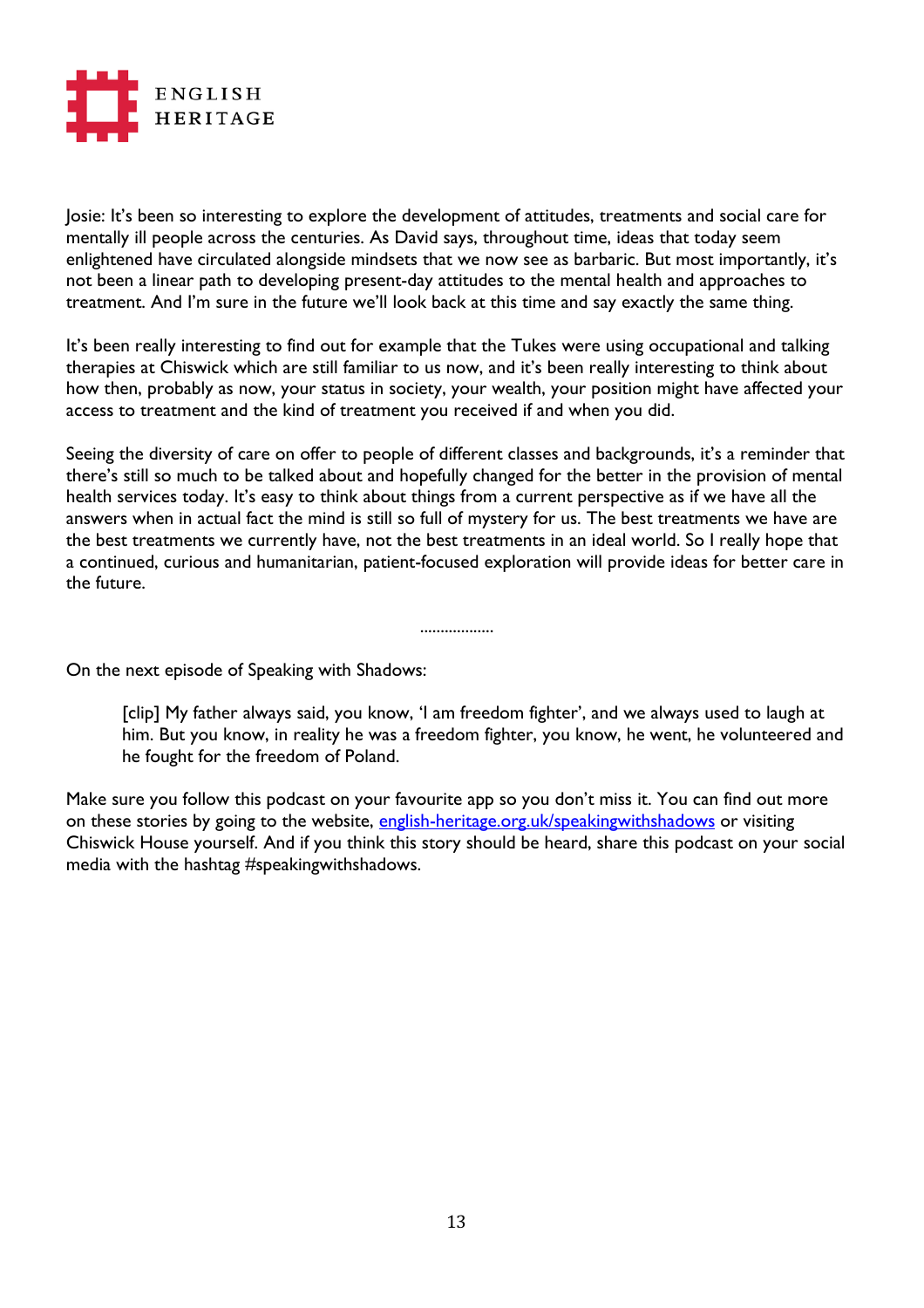Josie: It's been so interesting to explore the development of attitudes, treatments and social care for mentally ill people across the centuries. As David says, throughout time, ideas that today seem enlightened have circulated alongside mindsets that we now see as barbaric. But most importantly, it's not been a linear path to developing present-day attitudes to the mental health and approaches to treatment. And I'm sure in the future we'll look back at this time and say exactly the same thing.

It's been really interesting to find out for example that the Tukes were using occupational and talking therapies at Chiswick which are still familiar to us now, and it's been really interesting to think about how then, probably as now, your status in society, your wealth, your position might have affected your access to treatment and the kind of treatment you received if and when you did.

Seeing the diversity of care on offer to people of different classes and backgrounds, it's a reminder that there's still so much to be talked about and hopefully changed for the better in the provision of mental health services today. It's easy to think about things from a current perspective as if we have all the answers when in actual fact the mind is still so full of mystery for us. The best treatments we have are the best treatments we currently have, not the best treatments in an ideal world. So I really hope that a continued, curious and humanitarian, patient-focused exploration will provide ideas for better care in the future.

..................

On the next episode of Speaking with Shadows:

> [clip] My father always said, you know, 'I am freedom fighter', and we always used to laugh at him. But you know, in reality he was a freedom fighter, you know, he went, he volunteered and he fought for the freedom of Poland.

Make sure you follow this podcast on your favourite app so you don't miss it. You can find out more on these stories by going to the website, [english-heritage.org.uk/speakingwithshadows](https://english-heritage.org.uk/speakingwithshadows) or visiting Chiswick House yourself. And if you think this story should be heard, share this podcast on your social media with the hashtag #speakingwithshadows.